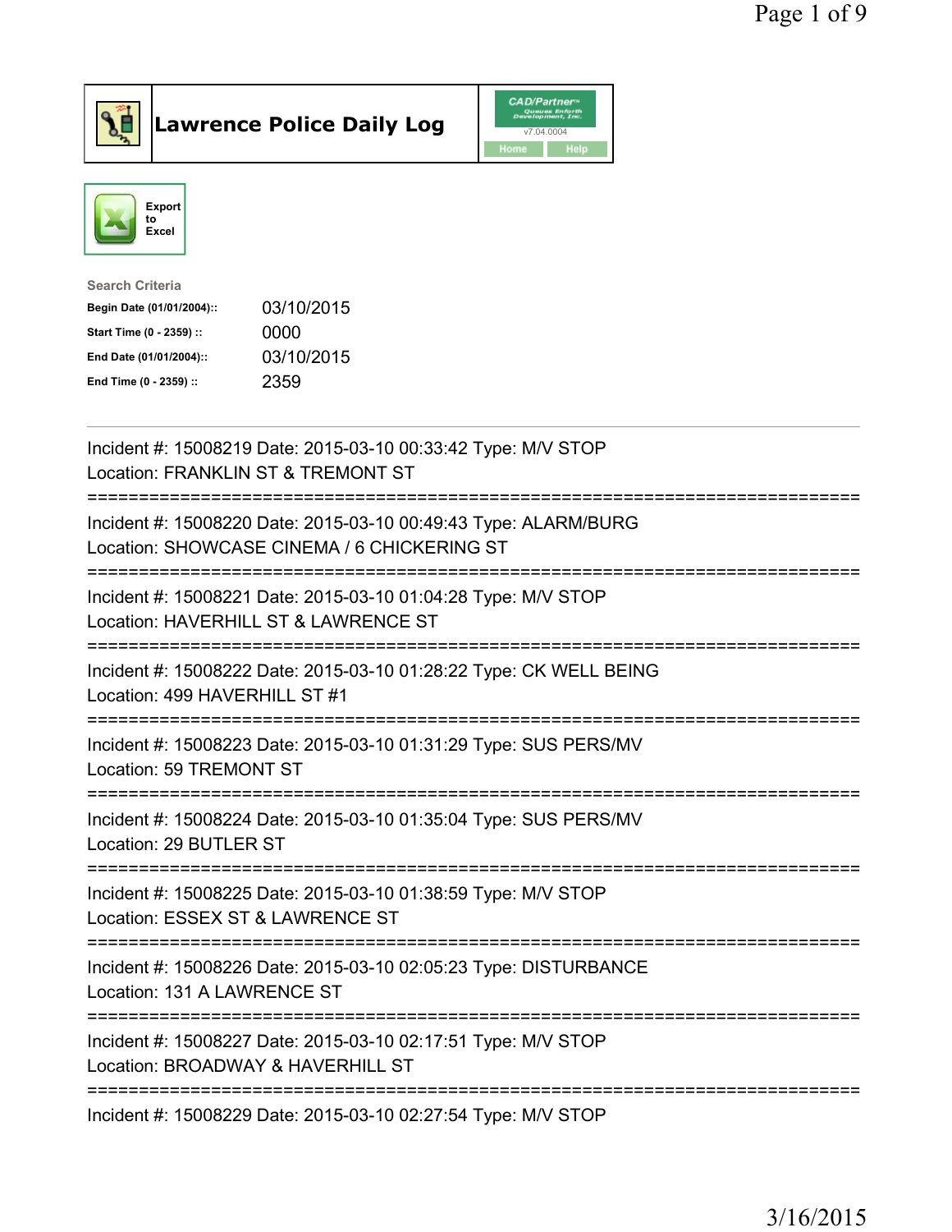# Lawrence Police Daily Log

CAD/Partner v7.04.0004

Home | Help

Export to Excel

**Search Criteria**

| | |
|---|---|
| **Begin Date (01/01/2004)::** | 03/10/2015 |
| **Start Time (0 - 2359) ::** | 0000 |
| **End Date (01/01/2004)::** | 03/10/2015 |
| **End Time (0 - 2359) ::** | 2359 |

---

Incident #: 15008219 Date: 2015-03-10 00:33:42 Type: M/V STOP
Location: FRANKLIN ST & TREMONT ST

===========================================================================

Incident #: 15008220 Date: 2015-03-10 00:49:43 Type: ALARM/BURG
Location: SHOWCASE CINEMA / 6 CHICKERING ST

===========================================================================

Incident #: 15008221 Date: 2015-03-10 01:04:28 Type: M/V STOP
Location: HAVERHILL ST & LAWRENCE ST

===========================================================================

Incident #: 15008222 Date: 2015-03-10 01:28:22 Type: CK WELL BEING
Location: 499 HAVERHILL ST #1

===========================================================================

Incident #: 15008223 Date: 2015-03-10 01:31:29 Type: SUS PERS/MV
Location: 59 TREMONT ST

===========================================================================

Incident #: 15008224 Date: 2015-03-10 01:35:04 Type: SUS PERS/MV
Location: 29 BUTLER ST

===========================================================================

Incident #: 15008225 Date: 2015-03-10 01:38:59 Type: M/V STOP
Location: ESSEX ST & LAWRENCE ST

===========================================================================

Incident #: 15008226 Date: 2015-03-10 02:05:23 Type: DISTURBANCE
Location: 131 A LAWRENCE ST

===========================================================================

Incident #: 15008227 Date: 2015-03-10 02:17:51 Type: M/V STOP
Location: BROADWAY & HAVERHILL ST

===========================================================================

Incident #: 15008229 Date: 2015-03-10 02:27:54 Type: M/V STOP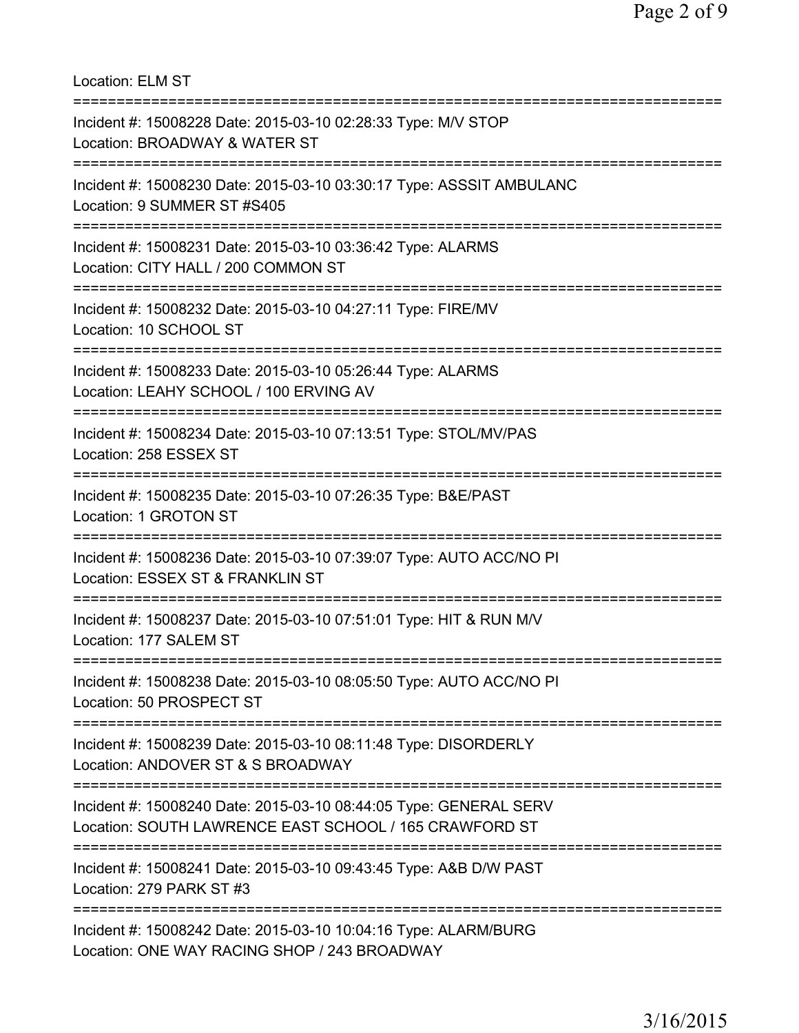Location: ELM ST

===========================================================================

Incident #: 15008228 Date: 2015-03-10 02:28:33 Type: M/V STOP
Location: BROADWAY & WATER ST

===========================================================================

Incident #: 15008230 Date: 2015-03-10 03:30:17 Type: ASSSIT AMBULANC
Location: 9 SUMMER ST #S405

===========================================================================

Incident #: 15008231 Date: 2015-03-10 03:36:42 Type: ALARMS
Location: CITY HALL / 200 COMMON ST

===========================================================================

Incident #: 15008232 Date: 2015-03-10 04:27:11 Type: FIRE/MV
Location: 10 SCHOOL ST

===========================================================================

Incident #: 15008233 Date: 2015-03-10 05:26:44 Type: ALARMS
Location: LEAHY SCHOOL / 100 ERVING AV

===========================================================================

Incident #: 15008234 Date: 2015-03-10 07:13:51 Type: STOL/MV/PAS
Location: 258 ESSEX ST

===========================================================================

Incident #: 15008235 Date: 2015-03-10 07:26:35 Type: B&E/PAST
Location: 1 GROTON ST

===========================================================================

Incident #: 15008236 Date: 2015-03-10 07:39:07 Type: AUTO ACC/NO PI
Location: ESSEX ST & FRANKLIN ST

===========================================================================

Incident #: 15008237 Date: 2015-03-10 07:51:01 Type: HIT & RUN M/V
Location: 177 SALEM ST

===========================================================================

Incident #: 15008238 Date: 2015-03-10 08:05:50 Type: AUTO ACC/NO PI
Location: 50 PROSPECT ST

===========================================================================

Incident #: 15008239 Date: 2015-03-10 08:11:48 Type: DISORDERLY
Location: ANDOVER ST & S BROADWAY

===========================================================================

Incident #: 15008240 Date: 2015-03-10 08:44:05 Type: GENERAL SERV
Location: SOUTH LAWRENCE EAST SCHOOL / 165 CRAWFORD ST

===========================================================================

Incident #: 15008241 Date: 2015-03-10 09:43:45 Type: A&B D/W PAST
Location: 279 PARK ST #3

===========================================================================

Incident #: 15008242 Date: 2015-03-10 10:04:16 Type: ALARM/BURG
Location: ONE WAY RACING SHOP / 243 BROADWAY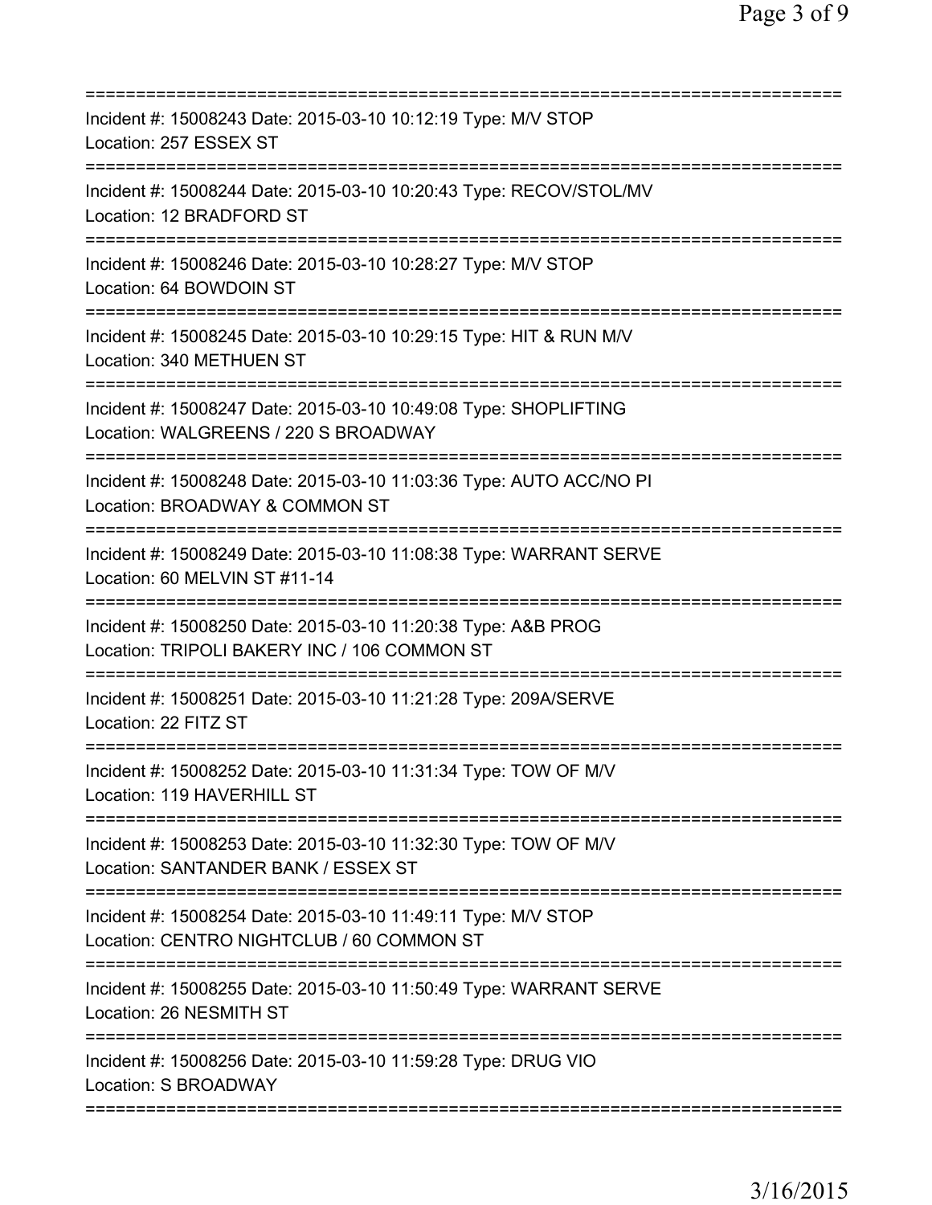Incident #: 15008243 Date: 2015-03-10 10:12:19 Type: M/V STOP
Location: 257 ESSEX ST

Incident #: 15008244 Date: 2015-03-10 10:20:43 Type: RECOV/STOL/MV
Location: 12 BRADFORD ST

Incident #: 15008246 Date: 2015-03-10 10:28:27 Type: M/V STOP
Location: 64 BOWDOIN ST

Incident #: 15008245 Date: 2015-03-10 10:29:15 Type: HIT & RUN M/V
Location: 340 METHUEN ST

Incident #: 15008247 Date: 2015-03-10 10:49:08 Type: SHOPLIFTING
Location: WALGREENS / 220 S BROADWAY

Incident #: 15008248 Date: 2015-03-10 11:03:36 Type: AUTO ACC/NO PI
Location: BROADWAY & COMMON ST

Incident #: 15008249 Date: 2015-03-10 11:08:38 Type: WARRANT SERVE
Location: 60 MELVIN ST #11-14

Incident #: 15008250 Date: 2015-03-10 11:20:38 Type: A&B PROG
Location: TRIPOLI BAKERY INC / 106 COMMON ST

Incident #: 15008251 Date: 2015-03-10 11:21:28 Type: 209A/SERVE
Location: 22 FITZ ST

Incident #: 15008252 Date: 2015-03-10 11:31:34 Type: TOW OF M/V
Location: 119 HAVERHILL ST

Incident #: 15008253 Date: 2015-03-10 11:32:30 Type: TOW OF M/V
Location: SANTANDER BANK / ESSEX ST

Incident #: 15008254 Date: 2015-03-10 11:49:11 Type: M/V STOP
Location: CENTRO NIGHTCLUB / 60 COMMON ST

Incident #: 15008255 Date: 2015-03-10 11:50:49 Type: WARRANT SERVE
Location: 26 NESMITH ST

Incident #: 15008256 Date: 2015-03-10 11:59:28 Type: DRUG VIO
Location: S BROADWAY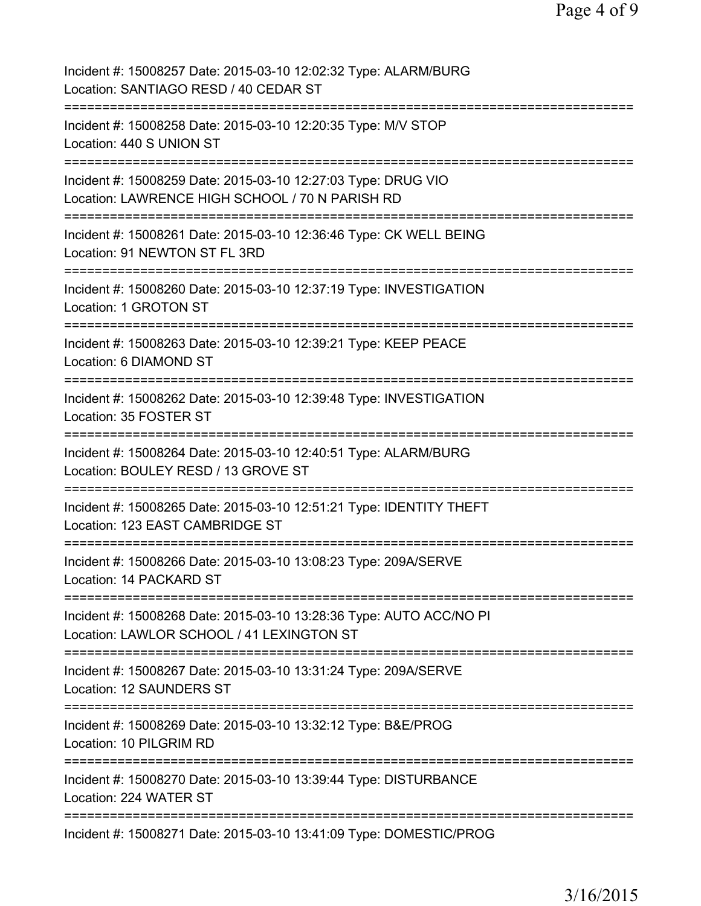Incident #: 15008257 Date: 2015-03-10 12:02:32 Type: ALARM/BURG
Location: SANTIAGO RESD / 40 CEDAR ST

===========================================================================

Incident #: 15008258 Date: 2015-03-10 12:20:35 Type: M/V STOP
Location: 440 S UNION ST

===========================================================================

Incident #: 15008259 Date: 2015-03-10 12:27:03 Type: DRUG VIO
Location: LAWRENCE HIGH SCHOOL / 70 N PARISH RD

===========================================================================

Incident #: 15008261 Date: 2015-03-10 12:36:46 Type: CK WELL BEING
Location: 91 NEWTON ST FL 3RD

===========================================================================

Incident #: 15008260 Date: 2015-03-10 12:37:19 Type: INVESTIGATION
Location: 1 GROTON ST

===========================================================================

Incident #: 15008263 Date: 2015-03-10 12:39:21 Type: KEEP PEACE
Location: 6 DIAMOND ST

===========================================================================

Incident #: 15008262 Date: 2015-03-10 12:39:48 Type: INVESTIGATION
Location: 35 FOSTER ST

===========================================================================

Incident #: 15008264 Date: 2015-03-10 12:40:51 Type: ALARM/BURG
Location: BOULEY RESD / 13 GROVE ST

===========================================================================

Incident #: 15008265 Date: 2015-03-10 12:51:21 Type: IDENTITY THEFT
Location: 123 EAST CAMBRIDGE ST

===========================================================================

Incident #: 15008266 Date: 2015-03-10 13:08:23 Type: 209A/SERVE
Location: 14 PACKARD ST

===========================================================================

Incident #: 15008268 Date: 2015-03-10 13:28:36 Type: AUTO ACC/NO PI
Location: LAWLOR SCHOOL / 41 LEXINGTON ST

===========================================================================

Incident #: 15008267 Date: 2015-03-10 13:31:24 Type: 209A/SERVE
Location: 12 SAUNDERS ST

===========================================================================

Incident #: 15008269 Date: 2015-03-10 13:32:12 Type: B&E/PROG
Location: 10 PILGRIM RD

===========================================================================

Incident #: 15008270 Date: 2015-03-10 13:39:44 Type: DISTURBANCE
Location: 224 WATER ST

===========================================================================

Incident #: 15008271 Date: 2015-03-10 13:41:09 Type: DOMESTIC/PROG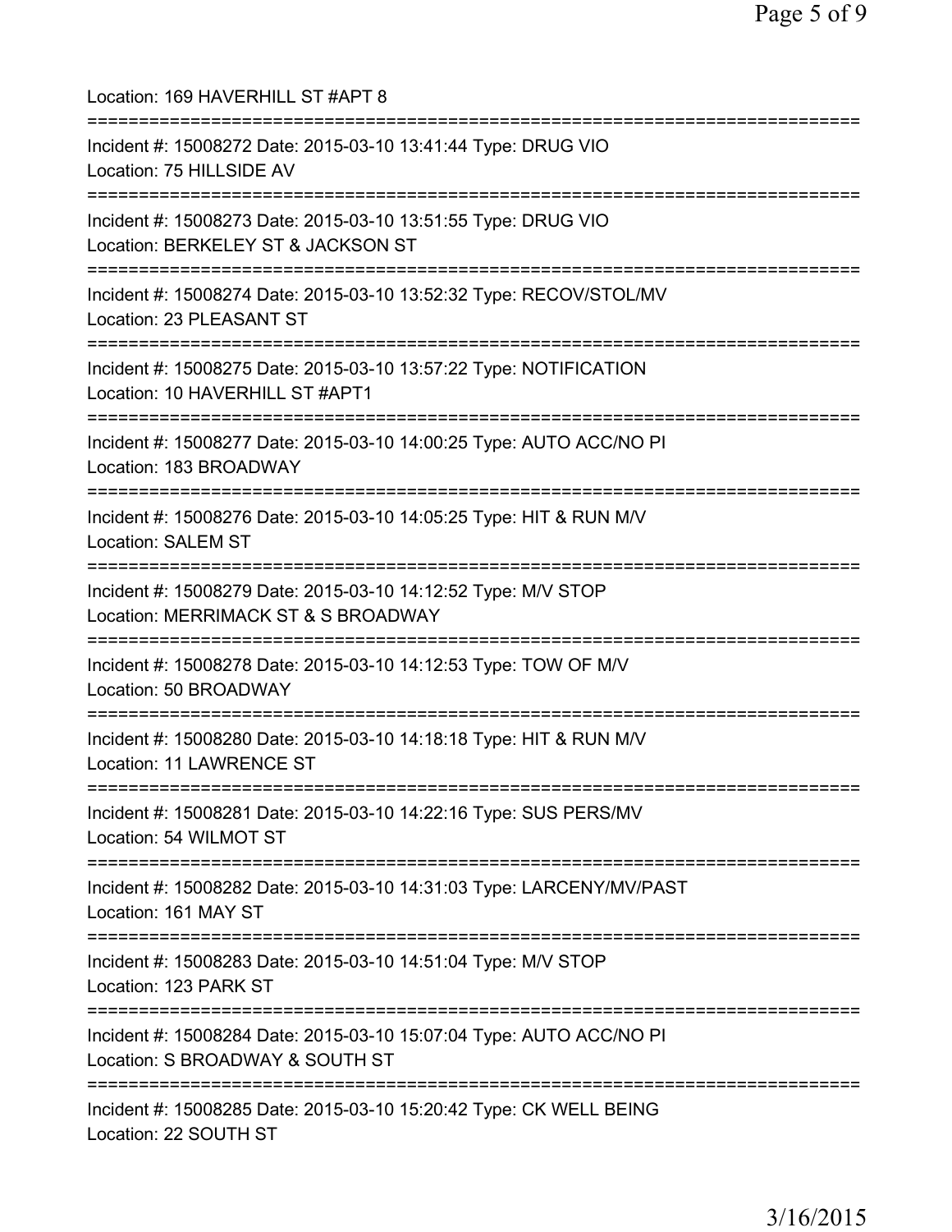Location: 169 HAVERHILL ST #APT 8

===========================================================================

Incident #: 15008272 Date: 2015-03-10 13:41:44 Type: DRUG VIO
Location: 75 HILLSIDE AV

===========================================================================

Incident #: 15008273 Date: 2015-03-10 13:51:55 Type: DRUG VIO
Location: BERKELEY ST & JACKSON ST

===========================================================================

Incident #: 15008274 Date: 2015-03-10 13:52:32 Type: RECOV/STOL/MV
Location: 23 PLEASANT ST

===========================================================================

Incident #: 15008275 Date: 2015-03-10 13:57:22 Type: NOTIFICATION
Location: 10 HAVERHILL ST #APT1

===========================================================================

Incident #: 15008277 Date: 2015-03-10 14:00:25 Type: AUTO ACC/NO PI
Location: 183 BROADWAY

===========================================================================

Incident #: 15008276 Date: 2015-03-10 14:05:25 Type: HIT & RUN M/V
Location: SALEM ST

===========================================================================

Incident #: 15008279 Date: 2015-03-10 14:12:52 Type: M/V STOP
Location: MERRIMACK ST & S BROADWAY

===========================================================================

Incident #: 15008278 Date: 2015-03-10 14:12:53 Type: TOW OF M/V
Location: 50 BROADWAY

===========================================================================

Incident #: 15008280 Date: 2015-03-10 14:18:18 Type: HIT & RUN M/V
Location: 11 LAWRENCE ST

===========================================================================

Incident #: 15008281 Date: 2015-03-10 14:22:16 Type: SUS PERS/MV
Location: 54 WILMOT ST

===========================================================================

Incident #: 15008282 Date: 2015-03-10 14:31:03 Type: LARCENY/MV/PAST
Location: 161 MAY ST

===========================================================================

Incident #: 15008283 Date: 2015-03-10 14:51:04 Type: M/V STOP
Location: 123 PARK ST

===========================================================================

Incident #: 15008284 Date: 2015-03-10 15:07:04 Type: AUTO ACC/NO PI
Location: S BROADWAY & SOUTH ST

===========================================================================

Incident #: 15008285 Date: 2015-03-10 15:20:42 Type: CK WELL BEING
Location: 22 SOUTH ST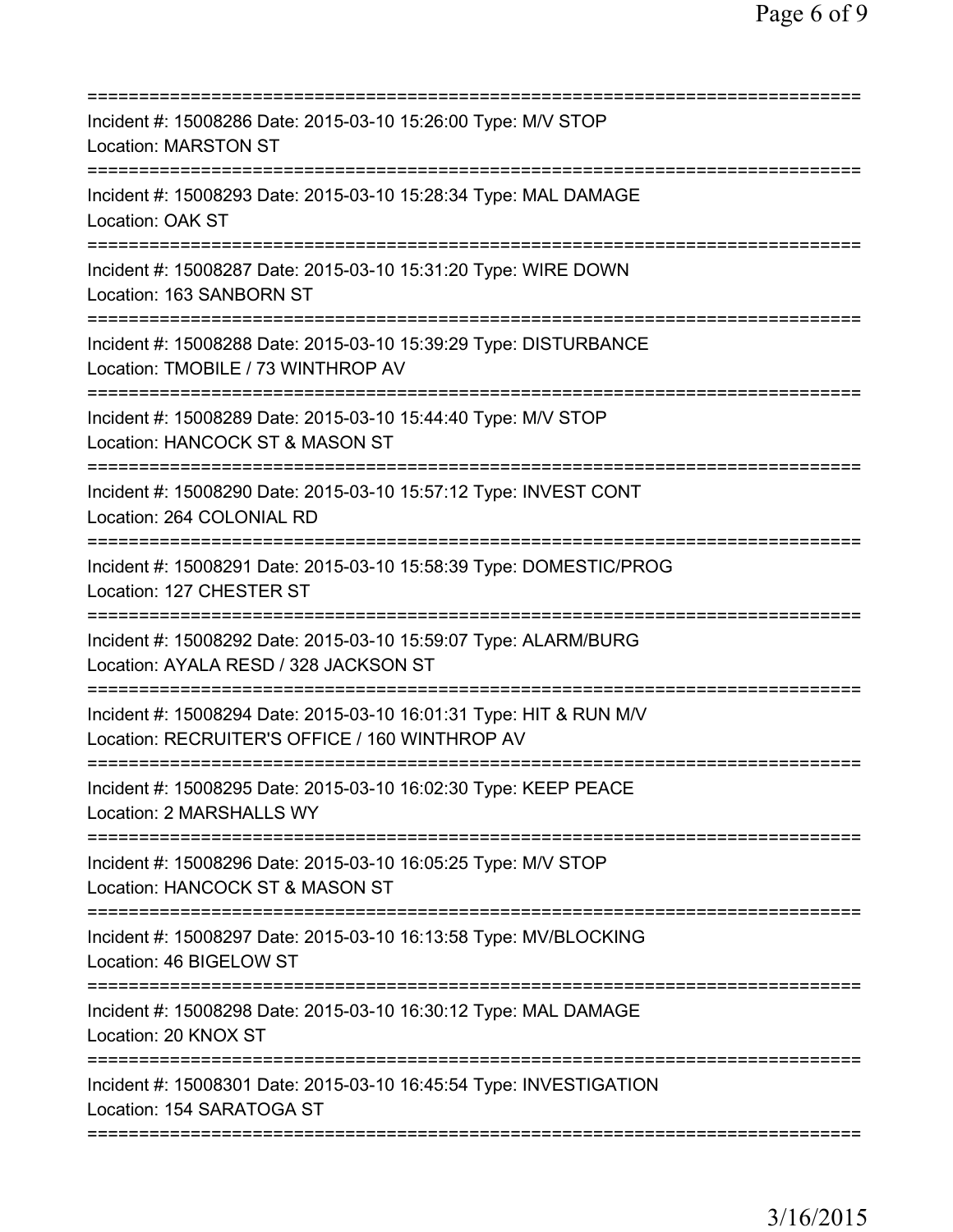===========================================================================
Incident #: 15008286 Date: 2015-03-10 15:26:00 Type: M/V STOP
Location: MARSTON ST
===========================================================================
Incident #: 15008293 Date: 2015-03-10 15:28:34 Type: MAL DAMAGE
Location: OAK ST
===========================================================================
Incident #: 15008287 Date: 2015-03-10 15:31:20 Type: WIRE DOWN
Location: 163 SANBORN ST
===========================================================================
Incident #: 15008288 Date: 2015-03-10 15:39:29 Type: DISTURBANCE
Location: TMOBILE / 73 WINTHROP AV
===========================================================================
Incident #: 15008289 Date: 2015-03-10 15:44:40 Type: M/V STOP
Location: HANCOCK ST & MASON ST
===========================================================================
Incident #: 15008290 Date: 2015-03-10 15:57:12 Type: INVEST CONT
Location: 264 COLONIAL RD
===========================================================================
Incident #: 15008291 Date: 2015-03-10 15:58:39 Type: DOMESTIC/PROG
Location: 127 CHESTER ST
===========================================================================
Incident #: 15008292 Date: 2015-03-10 15:59:07 Type: ALARM/BURG
Location: AYALA RESD / 328 JACKSON ST
===========================================================================
Incident #: 15008294 Date: 2015-03-10 16:01:31 Type: HIT & RUN M/V
Location: RECRUITER'S OFFICE / 160 WINTHROP AV
===========================================================================
Incident #: 15008295 Date: 2015-03-10 16:02:30 Type: KEEP PEACE
Location: 2 MARSHALLS WY
===========================================================================
Incident #: 15008296 Date: 2015-03-10 16:05:25 Type: M/V STOP
Location: HANCOCK ST & MASON ST
===========================================================================
Incident #: 15008297 Date: 2015-03-10 16:13:58 Type: MV/BLOCKING
Location: 46 BIGELOW ST
===========================================================================
Incident #: 15008298 Date: 2015-03-10 16:30:12 Type: MAL DAMAGE
Location: 20 KNOX ST
===========================================================================
Incident #: 15008301 Date: 2015-03-10 16:45:54 Type: INVESTIGATION
Location: 154 SARATOGA ST
===========================================================================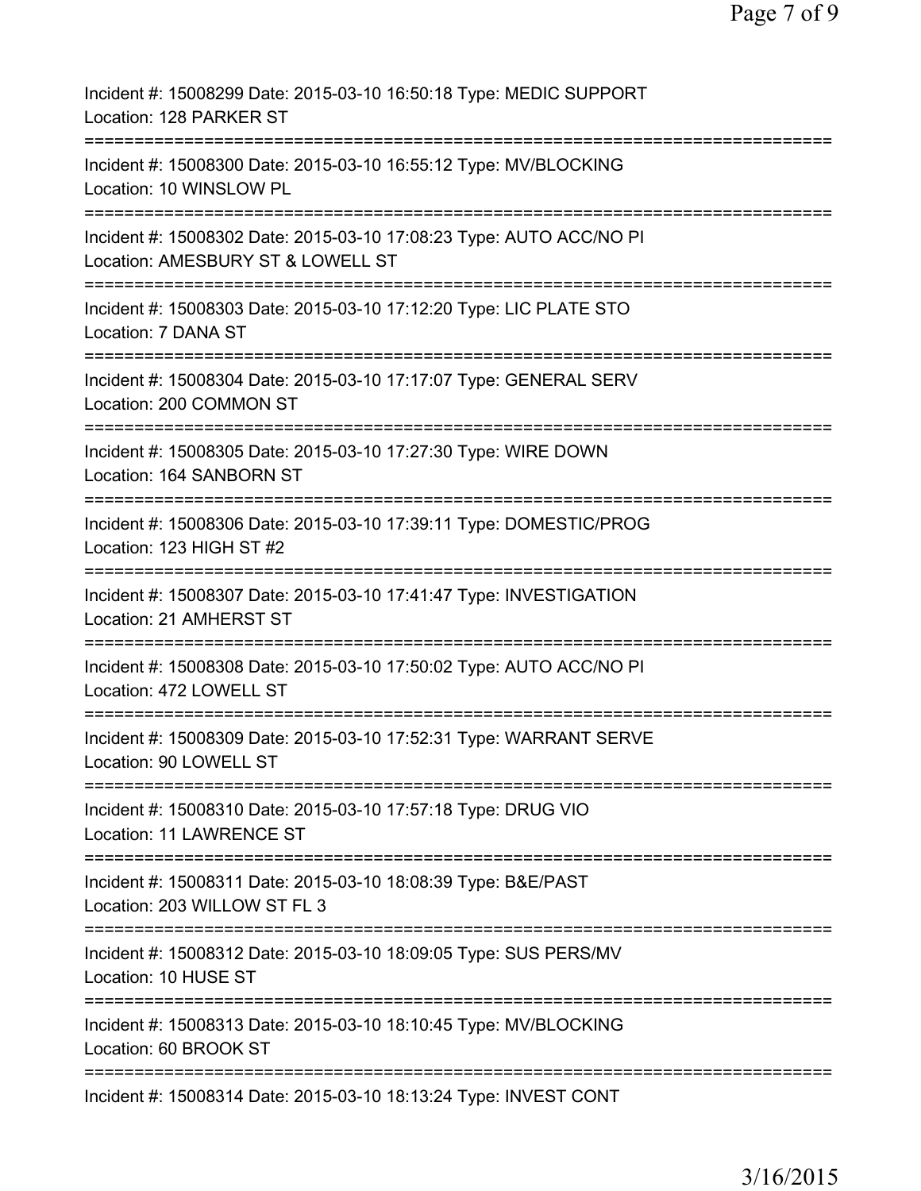Incident #: 15008299 Date: 2015-03-10 16:50:18 Type: MEDIC SUPPORT
Location: 128 PARKER ST
===========================================================================
Incident #: 15008300 Date: 2015-03-10 16:55:12 Type: MV/BLOCKING
Location: 10 WINSLOW PL
===========================================================================
Incident #: 15008302 Date: 2015-03-10 17:08:23 Type: AUTO ACC/NO PI
Location: AMESBURY ST & LOWELL ST
===========================================================================
Incident #: 15008303 Date: 2015-03-10 17:12:20 Type: LIC PLATE STO
Location: 7 DANA ST
===========================================================================
Incident #: 15008304 Date: 2015-03-10 17:17:07 Type: GENERAL SERV
Location: 200 COMMON ST
===========================================================================
Incident #: 15008305 Date: 2015-03-10 17:27:30 Type: WIRE DOWN
Location: 164 SANBORN ST
===========================================================================
Incident #: 15008306 Date: 2015-03-10 17:39:11 Type: DOMESTIC/PROG
Location: 123 HIGH ST #2
===========================================================================
Incident #: 15008307 Date: 2015-03-10 17:41:47 Type: INVESTIGATION
Location: 21 AMHERST ST
===========================================================================
Incident #: 15008308 Date: 2015-03-10 17:50:02 Type: AUTO ACC/NO PI
Location: 472 LOWELL ST
===========================================================================
Incident #: 15008309 Date: 2015-03-10 17:52:31 Type: WARRANT SERVE
Location: 90 LOWELL ST
===========================================================================
Incident #: 15008310 Date: 2015-03-10 17:57:18 Type: DRUG VIO
Location: 11 LAWRENCE ST
===========================================================================
Incident #: 15008311 Date: 2015-03-10 18:08:39 Type: B&E/PAST
Location: 203 WILLOW ST FL 3
===========================================================================
Incident #: 15008312 Date: 2015-03-10 18:09:05 Type: SUS PERS/MV
Location: 10 HUSE ST
===========================================================================
Incident #: 15008313 Date: 2015-03-10 18:10:45 Type: MV/BLOCKING
Location: 60 BROOK ST
===========================================================================
Incident #: 15008314 Date: 2015-03-10 18:13:24 Type: INVEST CONT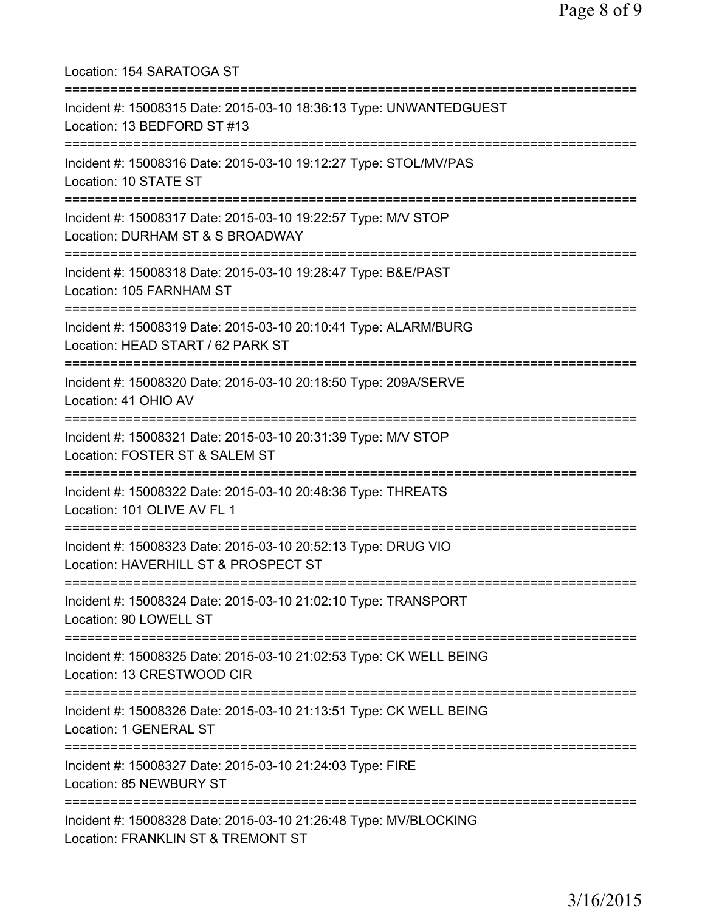Location: 154 SARATOGA ST

===========================================================================

Incident #: 15008315 Date: 2015-03-10 18:36:13 Type: UNWANTEDGUEST
Location: 13 BEDFORD ST #13

===========================================================================

Incident #: 15008316 Date: 2015-03-10 19:12:27 Type: STOL/MV/PAS
Location: 10 STATE ST

===========================================================================

Incident #: 15008317 Date: 2015-03-10 19:22:57 Type: M/V STOP
Location: DURHAM ST & S BROADWAY

===========================================================================

Incident #: 15008318 Date: 2015-03-10 19:28:47 Type: B&E/PAST
Location: 105 FARNHAM ST

===========================================================================

Incident #: 15008319 Date: 2015-03-10 20:10:41 Type: ALARM/BURG
Location: HEAD START / 62 PARK ST

===========================================================================

Incident #: 15008320 Date: 2015-03-10 20:18:50 Type: 209A/SERVE
Location: 41 OHIO AV

===========================================================================

Incident #: 15008321 Date: 2015-03-10 20:31:39 Type: M/V STOP
Location: FOSTER ST & SALEM ST

===========================================================================

Incident #: 15008322 Date: 2015-03-10 20:48:36 Type: THREATS
Location: 101 OLIVE AV FL 1

===========================================================================

Incident #: 15008323 Date: 2015-03-10 20:52:13 Type: DRUG VIO
Location: HAVERHILL ST & PROSPECT ST

===========================================================================

Incident #: 15008324 Date: 2015-03-10 21:02:10 Type: TRANSPORT
Location: 90 LOWELL ST

===========================================================================

Incident #: 15008325 Date: 2015-03-10 21:02:53 Type: CK WELL BEING
Location: 13 CRESTWOOD CIR

===========================================================================

Incident #: 15008326 Date: 2015-03-10 21:13:51 Type: CK WELL BEING
Location: 1 GENERAL ST

===========================================================================

Incident #: 15008327 Date: 2015-03-10 21:24:03 Type: FIRE
Location: 85 NEWBURY ST

===========================================================================

Incident #: 15008328 Date: 2015-03-10 21:26:48 Type: MV/BLOCKING
Location: FRANKLIN ST & TREMONT ST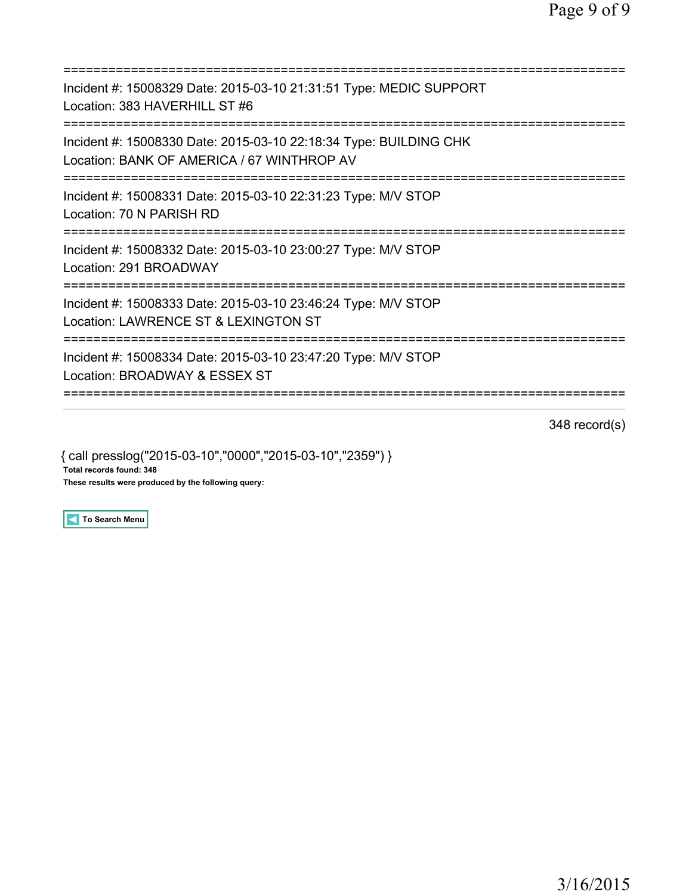===========================================================================

Incident #: 15008329 Date: 2015-03-10 21:31:51 Type: MEDIC SUPPORT
Location: 383 HAVERHILL ST #6

===========================================================================

Incident #: 15008330 Date: 2015-03-10 22:18:34 Type: BUILDING CHK
Location: BANK OF AMERICA / 67 WINTHROP AV

===========================================================================

Incident #: 15008331 Date: 2015-03-10 22:31:23 Type: M/V STOP
Location: 70 N PARISH RD

===========================================================================

Incident #: 15008332 Date: 2015-03-10 23:00:27 Type: M/V STOP
Location: 291 BROADWAY

===========================================================================

Incident #: 15008333 Date: 2015-03-10 23:46:24 Type: M/V STOP
Location: LAWRENCE ST & LEXINGTON ST

===========================================================================

Incident #: 15008334 Date: 2015-03-10 23:47:20 Type: M/V STOP
Location: BROADWAY & ESSEX ST

===========================================================================

348 record(s)

{ call presslog("2015-03-10","0000","2015-03-10","2359") }

**Total records found: 348**

**These results were produced by the following query:**

To Search Menu